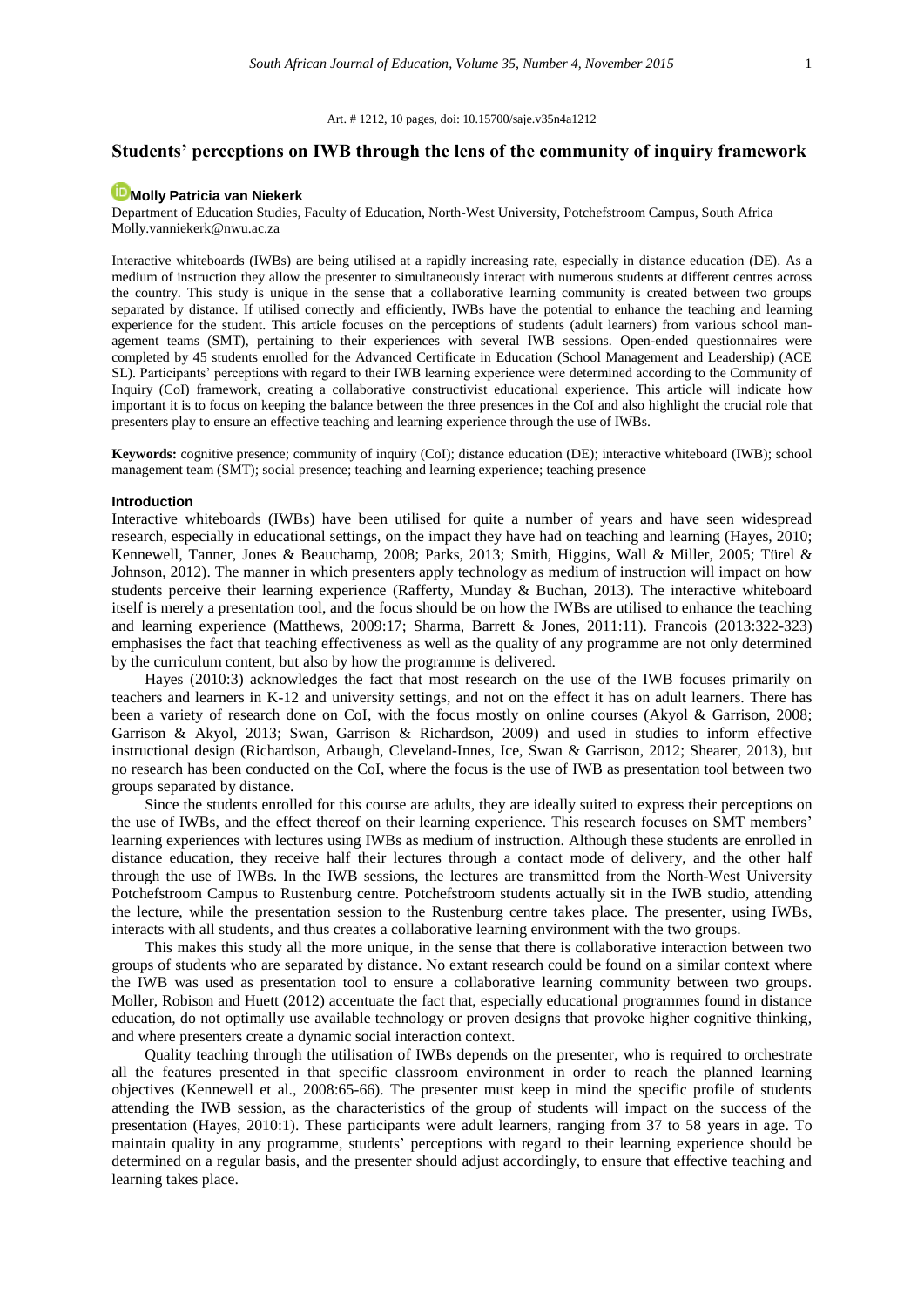Art. # 1212, 10 pages, doi: 10.15700/saje.v35n4a1212

# Students' perceptions on IWB through the lens of the community of inquiry framework

**Molly Patricia van Niekerk**

Department of Education Studies, Faculty of Education, North-West University, Potchefstroom Campus, South Africa
Molly.vanniekerk@nwu.ac.za

Interactive whiteboards (IWBs) are being utilised at a rapidly increasing rate, especially in distance education (DE). As a medium of instruction they allow the presenter to simultaneously interact with numerous students at different centres across the country. This study is unique in the sense that a collaborative learning community is created between two groups separated by distance. If utilised correctly and efficiently, IWBs have the potential to enhance the teaching and learning experience for the student. This article focuses on the perceptions of students (adult learners) from various school management teams (SMT), pertaining to their experiences with several IWB sessions. Open-ended questionnaires were completed by 45 students enrolled for the Advanced Certificate in Education (School Management and Leadership) (ACE SL). Participants' perceptions with regard to their IWB learning experience were determined according to the Community of Inquiry (CoI) framework, creating a collaborative constructivist educational experience. This article will indicate how important it is to focus on keeping the balance between the three presences in the CoI and also highlight the crucial role that presenters play to ensure an effective teaching and learning experience through the use of IWBs.

**Keywords:** cognitive presence; community of inquiry (CoI); distance education (DE); interactive whiteboard (IWB); school management team (SMT); social presence; teaching and learning experience; teaching presence

## Introduction

Interactive whiteboards (IWBs) have been utilised for quite a number of years and have seen widespread research, especially in educational settings, on the impact they have had on teaching and learning (Hayes, 2010; Kennewell, Tanner, Jones & Beauchamp, 2008; Parks, 2013; Smith, Higgins, Wall & Miller, 2005; Türel & Johnson, 2012). The manner in which presenters apply technology as medium of instruction will impact on how students perceive their learning experience (Rafferty, Munday & Buchan, 2013). The interactive whiteboard itself is merely a presentation tool, and the focus should be on how the IWBs are utilised to enhance the teaching and learning experience (Matthews, 2009:17; Sharma, Barrett & Jones, 2011:11). Francois (2013:322-323) emphasises the fact that teaching effectiveness as well as the quality of any programme are not only determined by the curriculum content, but also by how the programme is delivered.

Hayes (2010:3) acknowledges the fact that most research on the use of the IWB focuses primarily on teachers and learners in K-12 and university settings, and not on the effect it has on adult learners. There has been a variety of research done on CoI, with the focus mostly on online courses (Akyol & Garrison, 2008; Garrison & Akyol, 2013; Swan, Garrison & Richardson, 2009) and used in studies to inform effective instructional design (Richardson, Arbaugh, Cleveland-Innes, Ice, Swan & Garrison, 2012; Shearer, 2013), but no research has been conducted on the CoI, where the focus is the use of IWB as presentation tool between two groups separated by distance.

Since the students enrolled for this course are adults, they are ideally suited to express their perceptions on the use of IWBs, and the effect thereof on their learning experience. This research focuses on SMT members' learning experiences with lectures using IWBs as medium of instruction. Although these students are enrolled in distance education, they receive half their lectures through a contact mode of delivery, and the other half through the use of IWBs. In the IWB sessions, the lectures are transmitted from the North-West University Potchefstroom Campus to Rustenburg centre. Potchefstroom students actually sit in the IWB studio, attending the lecture, while the presentation session to the Rustenburg centre takes place. The presenter, using IWBs, interacts with all students, and thus creates a collaborative learning environment with the two groups.

This makes this study all the more unique, in the sense that there is collaborative interaction between two groups of students who are separated by distance. No extant research could be found on a similar context where the IWB was used as presentation tool to ensure a collaborative learning community between two groups. Moller, Robison and Huett (2012) accentuate the fact that, especially educational programmes found in distance education, do not optimally use available technology or proven designs that provoke higher cognitive thinking, and where presenters create a dynamic social interaction context.

Quality teaching through the utilisation of IWBs depends on the presenter, who is required to orchestrate all the features presented in that specific classroom environment in order to reach the planned learning objectives (Kennewell et al., 2008:65-66). The presenter must keep in mind the specific profile of students attending the IWB session, as the characteristics of the group of students will impact on the success of the presentation (Hayes, 2010:1). These participants were adult learners, ranging from 37 to 58 years in age. To maintain quality in any programme, students' perceptions with regard to their learning experience should be determined on a regular basis, and the presenter should adjust accordingly, to ensure that effective teaching and learning takes place.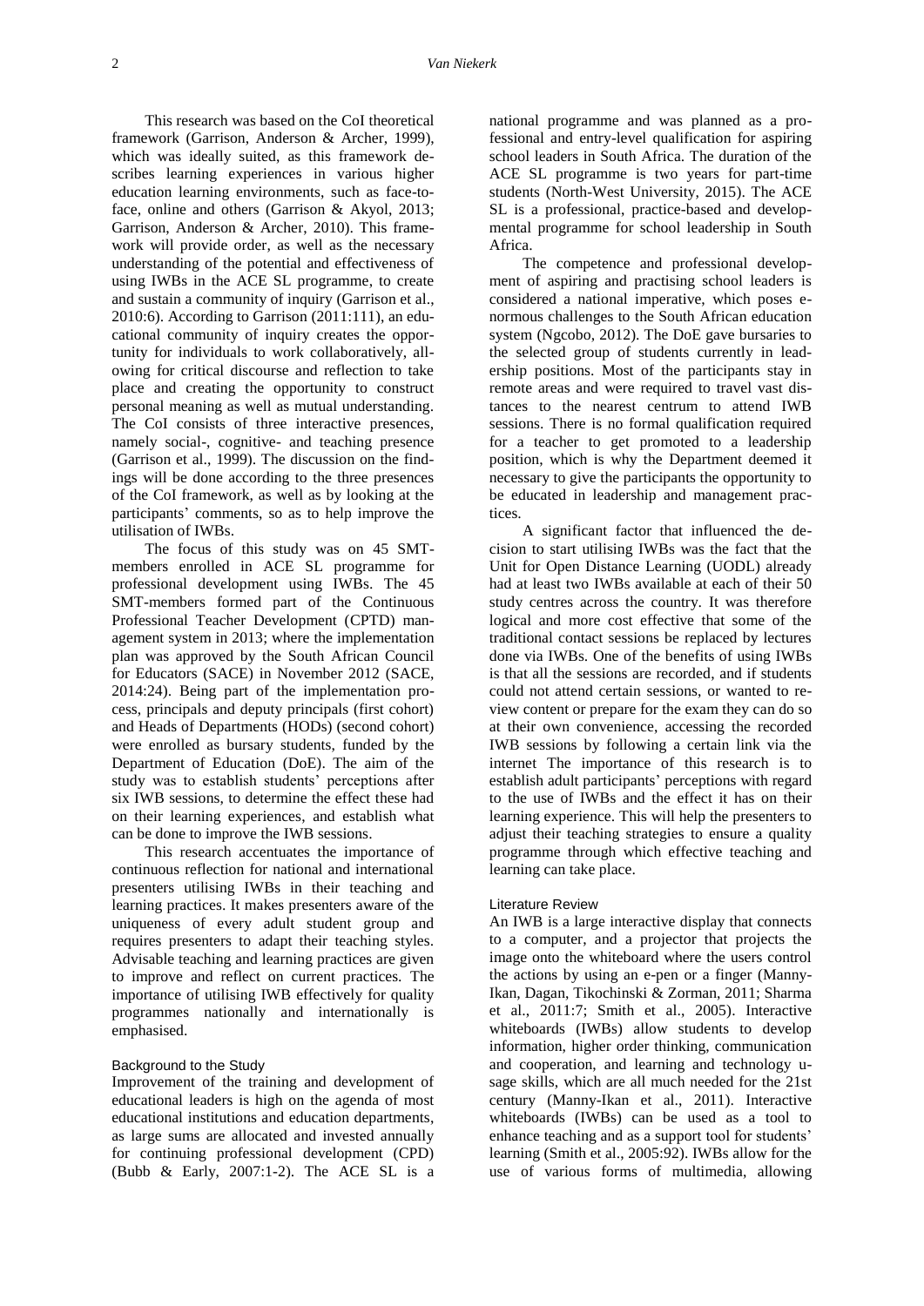This research was based on the CoI theoretical framework (Garrison, Anderson & Archer, 1999), which was ideally suited, as this framework describes learning experiences in various higher education learning environments, such as face-to-face, online and others (Garrison & Akyol, 2013; Garrison, Anderson & Archer, 2010). This framework will provide order, as well as the necessary understanding of the potential and effectiveness of using IWBs in the ACE SL programme, to create and sustain a community of inquiry (Garrison et al., 2010:6). According to Garrison (2011:111), an educational community of inquiry creates the opportunity for individuals to work collaboratively, allowing for critical discourse and reflection to take place and creating the opportunity to construct personal meaning as well as mutual understanding. The CoI consists of three interactive presences, namely social-, cognitive- and teaching presence (Garrison et al., 1999). The discussion on the findings will be done according to the three presences of the CoI framework, as well as by looking at the participants' comments, so as to help improve the utilisation of IWBs.

The focus of this study was on 45 SMT-members enrolled in ACE SL programme for professional development using IWBs. The 45 SMT-members formed part of the Continuous Professional Teacher Development (CPTD) management system in 2013; where the implementation plan was approved by the South African Council for Educators (SACE) in November 2012 (SACE, 2014:24). Being part of the implementation process, principals and deputy principals (first cohort) and Heads of Departments (HODs) (second cohort) were enrolled as bursary students, funded by the Department of Education (DoE). The aim of the study was to establish students' perceptions after six IWB sessions, to determine the effect these had on their learning experiences, and establish what can be done to improve the IWB sessions.

This research accentuates the importance of continuous reflection for national and international presenters utilising IWBs in their teaching and learning practices. It makes presenters aware of the uniqueness of every adult student group and requires presenters to adapt their teaching styles. Advisable teaching and learning practices are given to improve and reflect on current practices. The importance of utilising IWB effectively for quality programmes nationally and internationally is emphasised.

### Background to the Study

Improvement of the training and development of educational leaders is high on the agenda of most educational institutions and education departments, as large sums are allocated and invested annually for continuing professional development (CPD) (Bubb & Early, 2007:1-2). The ACE SL is a national programme and was planned as a professional and entry-level qualification for aspiring school leaders in South Africa. The duration of the ACE SL programme is two years for part-time students (North-West University, 2015). The ACE SL is a professional, practice-based and developmental programme for school leadership in South Africa.

The competence and professional development of aspiring and practising school leaders is considered a national imperative, which poses enormous challenges to the South African education system (Ngcobo, 2012). The DoE gave bursaries to the selected group of students currently in leadership positions. Most of the participants stay in remote areas and were required to travel vast distances to the nearest centrum to attend IWB sessions. There is no formal qualification required for a teacher to get promoted to a leadership position, which is why the Department deemed it necessary to give the participants the opportunity to be educated in leadership and management practices.

A significant factor that influenced the decision to start utilising IWBs was the fact that the Unit for Open Distance Learning (UODL) already had at least two IWBs available at each of their 50 study centres across the country. It was therefore logical and more cost effective that some of the traditional contact sessions be replaced by lectures done via IWBs. One of the benefits of using IWBs is that all the sessions are recorded, and if students could not attend certain sessions, or wanted to review content or prepare for the exam they can do so at their own convenience, accessing the recorded IWB sessions by following a certain link via the internet The importance of this research is to establish adult participants' perceptions with regard to the use of IWBs and the effect it has on their learning experience. This will help the presenters to adjust their teaching strategies to ensure a quality programme through which effective teaching and learning can take place.

### Literature Review

An IWB is a large interactive display that connects to a computer, and a projector that projects the image onto the whiteboard where the users control the actions by using an e-pen or a finger (Manny-Ikan, Dagan, Tikochinski & Zorman, 2011; Sharma et al., 2011:7; Smith et al., 2005). Interactive whiteboards (IWBs) allow students to develop information, higher order thinking, communication and cooperation, and learning and technology usage skills, which are all much needed for the 21st century (Manny-Ikan et al., 2011). Interactive whiteboards (IWBs) can be used as a tool to enhance teaching and as a support tool for students' learning (Smith et al., 2005:92). IWBs allow for the use of various forms of multimedia, allowing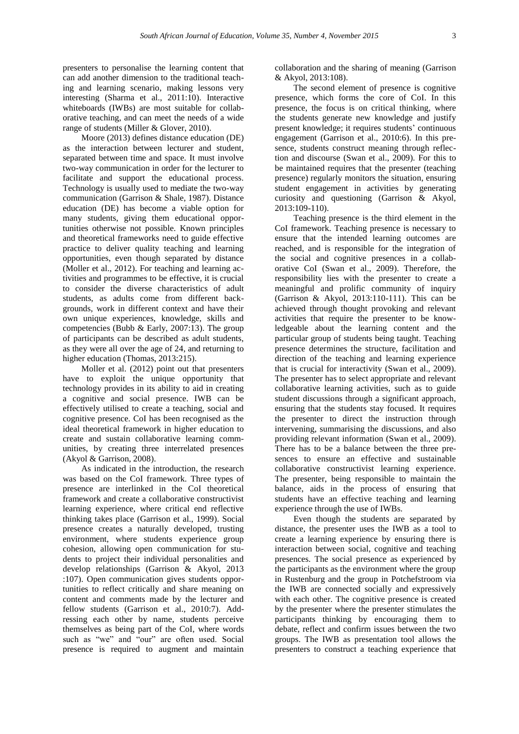presenters to personalise the learning content that can add another dimension to the traditional teaching and learning scenario, making lessons very interesting (Sharma et al., 2011:10). Interactive whiteboards (IWBs) are most suitable for collaborative teaching, and can meet the needs of a wide range of students (Miller & Glover, 2010).

Moore (2013) defines distance education (DE) as the interaction between lecturer and student, separated between time and space. It must involve two-way communication in order for the lecturer to facilitate and support the educational process. Technology is usually used to mediate the two-way communication (Garrison & Shale, 1987). Distance education (DE) has become a viable option for many students, giving them educational opportunities otherwise not possible. Known principles and theoretical frameworks need to guide effective practice to deliver quality teaching and learning opportunities, even though separated by distance (Moller et al., 2012). For teaching and learning activities and programmes to be effective, it is crucial to consider the diverse characteristics of adult students, as adults come from different backgrounds, work in different context and have their own unique experiences, knowledge, skills and competencies (Bubb & Early, 2007:13). The group of participants can be described as adult students, as they were all over the age of 24, and returning to higher education (Thomas, 2013:215).

Moller et al. (2012) point out that presenters have to exploit the unique opportunity that technology provides in its ability to aid in creating a cognitive and social presence. IWB can be effectively utilised to create a teaching, social and cognitive presence. CoI has been recognised as the ideal theoretical framework in higher education to create and sustain collaborative learning communities, by creating three interrelated presences (Akyol & Garrison, 2008).

As indicated in the introduction, the research was based on the CoI framework. Three types of presence are interlinked in the CoI theoretical framework and create a collaborative constructivist learning experience, where critical end reflective thinking takes place (Garrison et al., 1999). Social presence creates a naturally developed, trusting environment, where students experience group cohesion, allowing open communication for students to project their individual personalities and develop relationships (Garrison & Akyol, 2013 :107). Open communication gives students opportunities to reflect critically and share meaning on content and comments made by the lecturer and fellow students (Garrison et al., 2010:7). Addressing each other by name, students perceive themselves as being part of the CoI, where words such as "we" and "our" are often used. Social presence is required to augment and maintain collaboration and the sharing of meaning (Garrison & Akyol, 2013:108).

The second element of presence is cognitive presence, which forms the core of CoI. In this presence, the focus is on critical thinking, where the students generate new knowledge and justify present knowledge; it requires students' continuous engagement (Garrison et al., 2010:6). In this presence, students construct meaning through reflection and discourse (Swan et al., 2009). For this to be maintained requires that the presenter (teaching presence) regularly monitors the situation, ensuring student engagement in activities by generating curiosity and questioning (Garrison & Akyol, 2013:109-110).

Teaching presence is the third element in the CoI framework. Teaching presence is necessary to ensure that the intended learning outcomes are reached, and is responsible for the integration of the social and cognitive presences in a collaborative CoI (Swan et al., 2009). Therefore, the responsibility lies with the presenter to create a meaningful and prolific community of inquiry (Garrison & Akyol, 2013:110-111). This can be achieved through thought provoking and relevant activities that require the presenter to be knowledgeable about the learning content and the particular group of students being taught. Teaching presence determines the structure, facilitation and direction of the teaching and learning experience that is crucial for interactivity (Swan et al., 2009). The presenter has to select appropriate and relevant collaborative learning activities, such as to guide student discussions through a significant approach, ensuring that the students stay focused. It requires the presenter to direct the instruction through intervening, summarising the discussions, and also providing relevant information (Swan et al., 2009). There has to be a balance between the three presences to ensure an effective and sustainable collaborative constructivist learning experience. The presenter, being responsible to maintain the balance, aids in the process of ensuring that students have an effective teaching and learning experience through the use of IWBs.

Even though the students are separated by distance, the presenter uses the IWB as a tool to create a learning experience by ensuring there is interaction between social, cognitive and teaching presences. The social presence as experienced by the participants as the environment where the group in Rustenburg and the group in Potchefstroom via the IWB are connected socially and expressively with each other. The cognitive presence is created by the presenter where the presenter stimulates the participants thinking by encouraging them to debate, reflect and confirm issues between the two groups. The IWB as presentation tool allows the presenters to construct a teaching experience that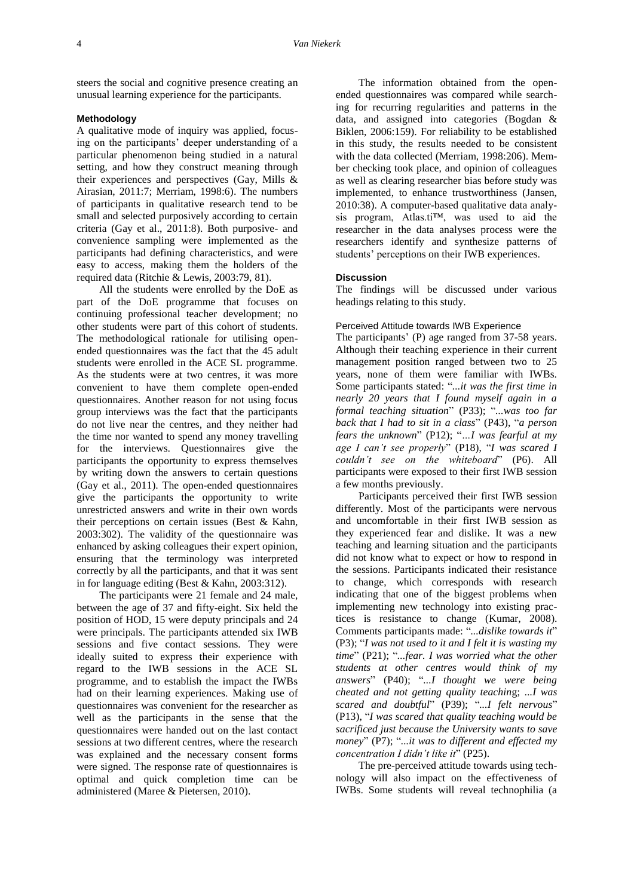steers the social and cognitive presence creating an unusual learning experience for the participants.

### Methodology

A qualitative mode of inquiry was applied, focusing on the participants' deeper understanding of a particular phenomenon being studied in a natural setting, and how they construct meaning through their experiences and perspectives (Gay, Mills & Airasian, 2011:7; Merriam, 1998:6). The numbers of participants in qualitative research tend to be small and selected purposively according to certain criteria (Gay et al., 2011:8). Both purposive- and convenience sampling were implemented as the participants had defining characteristics, and were easy to access, making them the holders of the required data (Ritchie & Lewis, 2003:79, 81).

All the students were enrolled by the DoE as part of the DoE programme that focuses on continuing professional teacher development; no other students were part of this cohort of students. The methodological rationale for utilising open-ended questionnaires was the fact that the 45 adult students were enrolled in the ACE SL programme. As the students were at two centres, it was more convenient to have them complete open-ended questionnaires. Another reason for not using focus group interviews was the fact that the participants do not live near the centres, and they neither had the time nor wanted to spend any money travelling for the interviews. Questionnaires give the participants the opportunity to express themselves by writing down the answers to certain questions (Gay et al., 2011). The open-ended questionnaires give the participants the opportunity to write unrestricted answers and write in their own words their perceptions on certain issues (Best & Kahn, 2003:302). The validity of the questionnaire was enhanced by asking colleagues their expert opinion, ensuring that the terminology was interpreted correctly by all the participants, and that it was sent in for language editing (Best & Kahn, 2003:312).

The participants were 21 female and 24 male, between the age of 37 and fifty-eight. Six held the position of HOD, 15 were deputy principals and 24 were principals. The participants attended six IWB sessions and five contact sessions. They were ideally suited to express their experience with regard to the IWB sessions in the ACE SL programme, and to establish the impact the IWBs had on their learning experiences. Making use of questionnaires was convenient for the researcher as well as the participants in the sense that the questionnaires were handed out on the last contact sessions at two different centres, where the research was explained and the necessary consent forms were signed. The response rate of questionnaires is optimal and quick completion time can be administered (Maree & Pietersen, 2010).

The information obtained from the open-ended questionnaires was compared while searching for recurring regularities and patterns in the data, and assigned into categories (Bogdan & Biklen, 2006:159). For reliability to be established in this study, the results needed to be consistent with the data collected (Merriam, 1998:206). Member checking took place, and opinion of colleagues as well as clearing researcher bias before study was implemented, to enhance trustworthiness (Jansen, 2010:38). A computer-based qualitative data analysis program, Atlas.ti™, was used to aid the researcher in the data analyses process were the researchers identify and synthesize patterns of students' perceptions on their IWB experiences.

### Discussion

The findings will be discussed under various headings relating to this study.

#### Perceived Attitude towards IWB Experience

The participants' (P) age ranged from 37-58 years. Although their teaching experience in their current management position ranged between two to 25 years, none of them were familiar with IWBs. Some participants stated: "*...it was the first time in nearly 20 years that I found myself again in a formal teaching situation*" (P33); "*...was too far back that I had to sit in a class*" (P43), "*a person fears the unknown*" (P12); "*...I was fearful at my age I can't see properly*" (P18), "*I was scared I couldn't see on the whiteboard*" (P6). All participants were exposed to their first IWB session a few months previously.

Participants perceived their first IWB session differently. Most of the participants were nervous and uncomfortable in their first IWB session as they experienced fear and dislike. It was a new teaching and learning situation and the participants did not know what to expect or how to respond in the sessions. Participants indicated their resistance to change, which corresponds with research indicating that one of the biggest problems when implementing new technology into existing practices is resistance to change (Kumar, 2008). Comments participants made: "*...dislike towards it*" (P3); "*I was not used to it and I felt it is wasting my time*" (P21); "*...fear. I was worried what the other students at other centres would think of my answers*" (P40); "*...I thought we were being cheated and not getting quality teaching; ...I was scared and doubtful*" (P39); "*...I felt nervous*" (P13), "*I was scared that quality teaching would be sacrificed just because the University wants to save money*" (P7); "*...it was to different and effected my concentration I didn't like it*" (P25).

The pre-perceived attitude towards using technology will also impact on the effectiveness of IWBs. Some students will reveal technophilia (a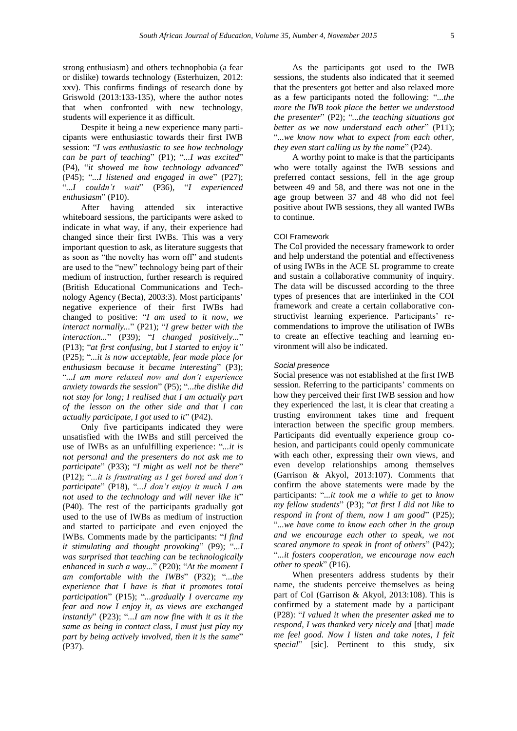strong enthusiasm) and others technophobia (a fear or dislike) towards technology (Esterhuizen, 2012: xxv). This confirms findings of research done by Griswold (2013:133-135), where the author notes that when confronted with new technology, students will experience it as difficult.

Despite it being a new experience many participants were enthusiastic towards their first IWB session: "*I was enthusiastic to see how technology can be part of teaching*" (P1); "*...I was excited*" (P4), "*it showed me how technology advanced*" (P45); "*...I listened and engaged in awe*" (P27); "*...I couldn't wait*" (P36), "*I experienced enthusiasm*" (P10).

After having attended six interactive whiteboard sessions, the participants were asked to indicate in what way, if any, their experience had changed since their first IWBs. This was a very important question to ask, as literature suggests that as soon as "the novelty has worn off" and students are used to the "new" technology being part of their medium of instruction, further research is required (British Educational Communications and Technology Agency (Becta), 2003:3). Most participants' negative experience of their first IWBs had changed to positive: "*I am used to it now, we interact normally...*" (P21); "*I grew better with the interaction...*" (P39); "*I changed positively...*" (P13); "*at first confusing, but I started to enjoy it*" (P25); "*...it is now acceptable, fear made place for enthusiasm because it became interesting*" (P3); "*...I am more relaxed now and don't experience anxiety towards the session*" (P5); "*...the dislike did not stay for long; I realised that I am actually part of the lesson on the other side and that I can actually participate, I got used to it*" (P42).

Only five participants indicated they were unsatisfied with the IWBs and still perceived the use of IWBs as an unfulfilling experience: "*...it is not personal and the presenters do not ask me to participate*" (P33); "*I might as well not be there*" (P12); "*...it is frustrating as I get bored and don't participate*" (P18), "*...I don't enjoy it much I am not used to the technology and will never like it*" (P40). The rest of the participants gradually got used to the use of IWBs as medium of instruction and started to participate and even enjoyed the IWBs. Comments made by the participants: "*I find it stimulating and thought provoking*" (P9); "*...I was surprised that teaching can be technologically enhanced in such a way...*" (P20); "*At the moment I am comfortable with the IWBs*" (P32); "*...the experience that I have is that it promotes total participation*" (P15); "*...gradually I overcame my fear and now I enjoy it, as views are exchanged instantly*" (P23); "*...I am now fine with it as it the same as being in contact class, I must just play my part by being actively involved, then it is the same*" (P37).

As the participants got used to the IWB sessions, the students also indicated that it seemed that the presenters got better and also relaxed more as a few participants noted the following: "*...the more the IWB took place the better we understood the presenter*" (P2); "*...the teaching situations got better as we now understand each other*" (P11); "*...we know now what to expect from each other, they even start calling us by the name*" (P24).

A worthy point to make is that the participants who were totally against the IWB sessions and preferred contact sessions, fell in the age group between 49 and 58, and there was not one in the age group between 37 and 48 who did not feel positive about IWB sessions, they all wanted IWBs to continue.

### COI Framework

The CoI provided the necessary framework to order and help understand the potential and effectiveness of using IWBs in the ACE SL programme to create and sustain a collaborative community of inquiry. The data will be discussed according to the three types of presences that are interlinked in the COI framework and create a certain collaborative constructivist learning experience. Participants' recommendations to improve the utilisation of IWBs to create an effective teaching and learning environment will also be indicated.

#### *Social presence*

Social presence was not established at the first IWB session. Referring to the participants' comments on how they perceived their first IWB session and how they experienced the last, it is clear that creating a trusting environment takes time and frequent interaction between the specific group members. Participants did eventually experience group cohesion, and participants could openly communicate with each other, expressing their own views, and even develop relationships among themselves (Garrison & Akyol, 2013:107). Comments that confirm the above statements were made by the participants: "*...it took me a while to get to know my fellow students*" (P3); "*at first I did not like to respond in front of them, now I am good*" (P25); "*...we have come to know each other in the group and we encourage each other to speak, we not scared anymore to speak in front of others*" (P42); "*...it fosters cooperation, we encourage now each other to speak*" (P16).

When presenters address students by their name, the students perceive themselves as being part of CoI (Garrison & Akyol, 2013:108). This is confirmed by a statement made by a participant (P28): "*I valued it when the presenter asked me to respond, I was thanked very nicely and* [that] *made me feel good. Now I listen and take notes, I felt special*" [sic]. Pertinent to this study, six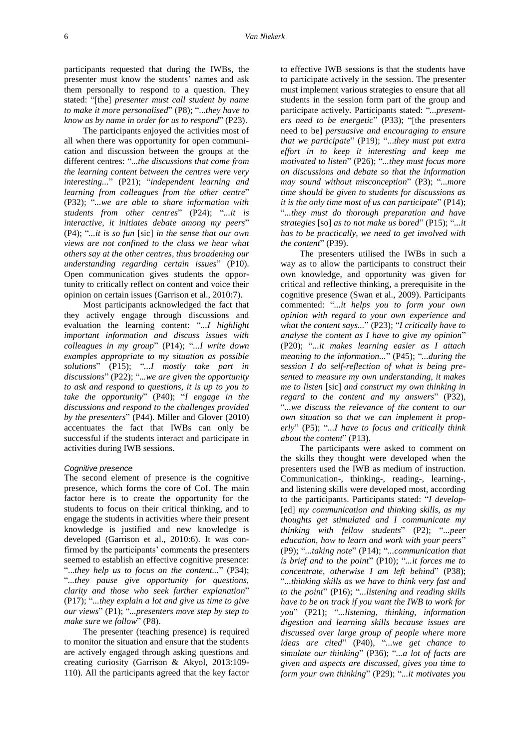participants requested that during the IWBs, the presenter must know the students' names and ask them personally to respond to a question. They stated: "[the] *presenter must call student by name to make it more personalised*" (P8); "*...they have to know us by name in order for us to respond*" (P23).

The participants enjoyed the activities most of all when there was opportunity for open communication and discussion between the groups at the different centres: "*...the discussions that come from the learning content between the centres were very interesting...*" (P21); "*independent learning and learning from colleagues from the other centre*" (P32); "*...we are able to share information with students from other centres*" (P24); "*...it is interactive, it initiates debate among my peers*" (P4); "*...it is so fun* [sic] *in the sense that our own views are not confined to the class we hear what others say at the other centres, thus broadening our understanding regarding certain issues*" (P10). Open communication gives students the opportunity to critically reflect on content and voice their opinion on certain issues (Garrison et al., 2010:7).

Most participants acknowledged the fact that they actively engage through discussions and evaluation the learning content: "*...I highlight important information and discuss issues with colleagues in my group*" (P14); "*...I write down examples appropriate to my situation as possible solutions*" (P15); "*...I mostly take part in discussions*" (P22); "*...we are given the opportunity to ask and respond to questions, it is up to you to take the opportunity*" (P40); "*I engage in the discussions and respond to the challenges provided by the presenters*" (P44). Miller and Glover (2010) accentuates the fact that IWBs can only be successful if the students interact and participate in activities during IWB sessions.

#### *Cognitive presence*

The second element of presence is the cognitive presence, which forms the core of CoI. The main factor here is to create the opportunity for the students to focus on their critical thinking, and to engage the students in activities where their present knowledge is justified and new knowledge is developed (Garrison et al., 2010:6). It was confirmed by the participants' comments the presenters seemed to establish an effective cognitive presence: "*...they help us to focus on the content...*" (P34); "*...they pause give opportunity for questions, clarity and those who seek further explanation*" (P17); "*...they explain a lot and give us time to give our views*" (P1); "*...presenters move step by step to make sure we follow*" (P8).

The presenter (teaching presence) is required to monitor the situation and ensure that the students are actively engaged through asking questions and creating curiosity (Garrison & Akyol, 2013:109-110). All the participants agreed that the key factor to effective IWB sessions is that the students have to participate actively in the session. The presenter must implement various strategies to ensure that all students in the session form part of the group and participate actively. Participants stated: "*...presenters need to be energetic*" (P33); "[the presenters need to be] *persuasive and encouraging to ensure that we participate*" (P19); "*...they must put extra effort in to keep it interesting and keep me motivated to listen*" (P26); "*...they must focus more on discussions and debate so that the information may sound without misconception*" (P3); "*...more time should be given to students for discussions as it is the only time most of us can participate*" (P14); "*...they must do thorough preparation and have strategies* [so] *as to not make us bored*" (P15); "*...it has to be practically, we need to get involved with the content*" (P39).

The presenters utilised the IWBs in such a way as to allow the participants to construct their own knowledge, and opportunity was given for critical and reflective thinking, a prerequisite in the cognitive presence (Swan et al., 2009). Participants commented: "*...it helps you to form your own opinion with regard to your own experience and what the content says...*" (P23); "*I critically have to analyse the content as I have to give my opinion*" (P20); "*...it makes learning easier as I attach meaning to the information...*" (P45); "*...during the session I do self-reflection of what is being presented to measure my own understanding, it makes me to listen* [sic] *and construct my own thinking in regard to the content and my answers*" (P32), "*...we discuss the relevance of the content to our own situation so that we can implement it properly*" (P5); "*...I have to focus and critically think about the content*" (P13).

The participants were asked to comment on the skills they thought were developed when the presenters used the IWB as medium of instruction. Communication-, thinking-, reading-, learning-, and listening skills were developed most, according to the participants. Participants stated: "*I develop-*[ed] *my communication and thinking skills, as my thoughts get stimulated and I communicate my thinking with fellow students*" (P2); "*...peer education, how to learn and work with your peers*" (P9); "*...taking note*" (P14); "*...communication that is brief and to the point*" (P10); "*...it forces me to concentrate, otherwise I am left behind*" (P38); "*...thinking skills as we have to think very fast and to the point*" (P16); "*...listening and reading skills have to be on track if you want the IWB to work for you*" (P21); "*...listening, thinking, information digestion and learning skills because issues are discussed over large group of people where more ideas are cited*" (P40), "*...we get chance to simulate our thinking*" (P36); "*...a lot of facts are given and aspects are discussed, gives you time to form your own thinking*" (P29); "*...it motivates you*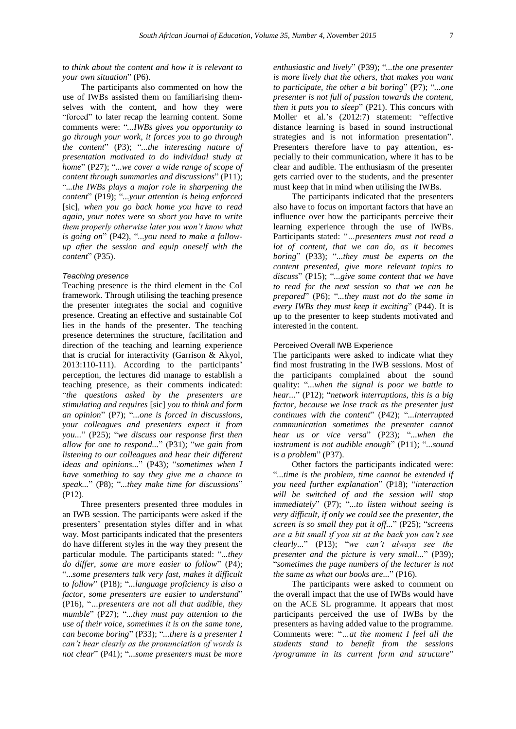*to think about the content and how it is relevant to your own situation*" (P6).

The participants also commented on how the use of IWBs assisted them on familiarising themselves with the content, and how they were "forced" to later recap the learning content. Some comments were: "*...IWBs gives you opportunity to go through your work, it forces you to go through the content*" (P3); "*...the interesting nature of presentation motivated to do individual study at home*" (P27); "*...we cover a wide range of scope of content through summaries and discussions*" (P11); "*...the IWBs plays a major role in sharpening the content*" (P19); "*...your attention is being enforced* [sic]*, when you go back home you have to read again, your notes were so short you have to write them properly otherwise later you won't know what is going on*" (P42), "*...you need to make a follow-up after the session and equip oneself with the content*" (P35).

#### Teaching presence

Teaching presence is the third element in the CoI framework. Through utilising the teaching presence the presenter integrates the social and cognitive presence. Creating an effective and sustainable CoI lies in the hands of the presenter. The teaching presence determines the structure, facilitation and direction of the teaching and learning experience that is crucial for interactivity (Garrison & Akyol, 2013:110-111). According to the participants' perception, the lectures did manage to establish a teaching presence, as their comments indicated: "*the questions asked by the presenters are stimulating and requires* [sic] *you to think and form an opinion*" (P7); "*...one is forced in discussions, your colleagues and presenters expect it from you...*" (P25); "*we discuss our response first then allow for one to respond...*" (P31); "*we gain from listening to our colleagues and hear their different ideas and opinions...*" (P43); "*sometimes when I have something to say they give me a chance to speak...*" (P8); "*...they make time for discussions*" (P12).

Three presenters presented three modules in an IWB session. The participants were asked if the presenters' presentation styles differ and in what way. Most participants indicated that the presenters do have different styles in the way they present the particular module. The participants stated: "*...they do differ, some are more easier to follow*" (P4); "*...some presenters talk very fast, makes it difficult to follow*" (P18); "*...language proficiency is also a factor, some presenters are easier to understand*" (P16), "*...presenters are not all that audible, they mumble*" (P27); "*...they must pay attention to the use of their voice, sometimes it is on the same tone, can become boring*" (P33); "*...there is a presenter I can't hear clearly as the pronunciation of words is not clear*" (P41); "*...some presenters must be more enthusiastic and lively*" (P39); "*...the one presenter is more lively that the others, that makes you want to participate, the other a bit boring*" (P7); "*...one presenter is not full of passion towards the content, then it puts you to sleep*" (P21). This concurs with Moller et al.'s (2012:7) statement: "effective distance learning is based in sound instructional strategies and is not information presentation". Presenters therefore have to pay attention, especially to their communication, where it has to be clear and audible. The enthusiasm of the presenter gets carried over to the students, and the presenter must keep that in mind when utilising the IWBs.

The participants indicated that the presenters also have to focus on important factors that have an influence over how the participants perceive their learning experience through the use of IWBs. Participants stated: "*...presenters must not read a lot of content, that we can do, as it becomes boring*" (P33); "*...they must be experts on the content presented, give more relevant topics to discuss*" (P15); "*...give some content that we have to read for the next session so that we can be prepared*" (P6); "*...they must not do the same in every IWBs they must keep it exciting*" (P44). It is up to the presenter to keep students motivated and interested in the content.

### Perceived Overall IWB Experience

The participants were asked to indicate what they find most frustrating in the IWB sessions. Most of the participants complained about the sound quality: "*...when the signal is poor we battle to hear...*" (P12); "*network interruptions, this is a big factor, because we lose track as the presenter just continues with the content*" (P42); "*...interrupted communication sometimes the presenter cannot hear us or vice versa*" (P23); "*...when the instrument is not audible enough*" (P11); "*...sound is a problem*" (P37).

Other factors the participants indicated were: "*...time is the problem, time cannot be extended if you need further explanation*" (P18); "*interaction will be switched of and the session will stop immediately*" (P7); "*...to listen without seeing is very difficult, if only we could see the presenter, the screen is so small they put it off...*" (P25); "*screens are a bit small if you sit at the back you can't see clearly...*" (P13); "*we can't always see the presenter and the picture is very small...*" (P39); "*sometimes the page numbers of the lecturer is not the same as what our books are...*" (P16).

The participants were asked to comment on the overall impact that the use of IWBs would have on the ACE SL programme. It appears that most participants perceived the use of IWBs by the presenters as having added value to the programme. Comments were: "*...at the moment I feel all the students stand to benefit from the sessions /programme in its current form and structure*"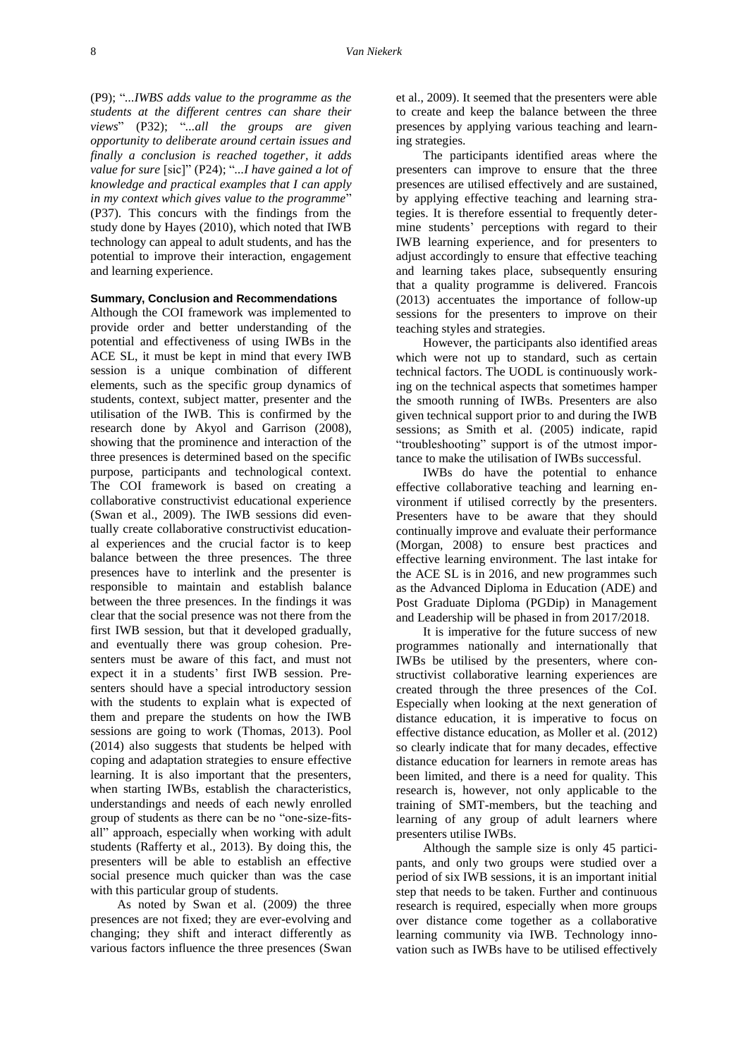(P9); "...*IWBS adds value to the programme as the students at the different centres can share their views*" (P32); "...*all the groups are given opportunity to deliberate around certain issues and finally a conclusion is reached together, it adds value for sure* [sic]" (P24); "...*I have gained a lot of knowledge and practical examples that I can apply in my context which gives value to the programme*" (P37). This concurs with the findings from the study done by Hayes (2010), which noted that IWB technology can appeal to adult students, and has the potential to improve their interaction, engagement and learning experience.

## Summary, Conclusion and Recommendations

Although the COI framework was implemented to provide order and better understanding of the potential and effectiveness of using IWBs in the ACE SL, it must be kept in mind that every IWB session is a unique combination of different elements, such as the specific group dynamics of students, context, subject matter, presenter and the utilisation of the IWB. This is confirmed by the research done by Akyol and Garrison (2008), showing that the prominence and interaction of the three presences is determined based on the specific purpose, participants and technological context. The COI framework is based on creating a collaborative constructivist educational experience (Swan et al., 2009). The IWB sessions did eventually create collaborative constructivist educational experiences and the crucial factor is to keep balance between the three presences. The three presences have to interlink and the presenter is responsible to maintain and establish balance between the three presences. In the findings it was clear that the social presence was not there from the first IWB session, but that it developed gradually, and eventually there was group cohesion. Presenters must be aware of this fact, and must not expect it in a students' first IWB session. Presenters should have a special introductory session with the students to explain what is expected of them and prepare the students on how the IWB sessions are going to work (Thomas, 2013). Pool (2014) also suggests that students be helped with coping and adaptation strategies to ensure effective learning. It is also important that the presenters, when starting IWBs, establish the characteristics, understandings and needs of each newly enrolled group of students as there can be no "one-size-fits-all" approach, especially when working with adult students (Rafferty et al., 2013). By doing this, the presenters will be able to establish an effective social presence much quicker than was the case with this particular group of students.

As noted by Swan et al. (2009) the three presences are not fixed; they are ever-evolving and changing; they shift and interact differently as various factors influence the three presences (Swan et al., 2009). It seemed that the presenters were able to create and keep the balance between the three presences by applying various teaching and learning strategies.

The participants identified areas where the presenters can improve to ensure that the three presences are utilised effectively and are sustained, by applying effective teaching and learning strategies. It is therefore essential to frequently determine students' perceptions with regard to their IWB learning experience, and for presenters to adjust accordingly to ensure that effective teaching and learning takes place, subsequently ensuring that a quality programme is delivered. Francois (2013) accentuates the importance of follow-up sessions for the presenters to improve on their teaching styles and strategies.

However, the participants also identified areas which were not up to standard, such as certain technical factors. The UODL is continuously working on the technical aspects that sometimes hamper the smooth running of IWBs. Presenters are also given technical support prior to and during the IWB sessions; as Smith et al. (2005) indicate, rapid "troubleshooting" support is of the utmost importance to make the utilisation of IWBs successful.

IWBs do have the potential to enhance effective collaborative teaching and learning environment if utilised correctly by the presenters. Presenters have to be aware that they should continually improve and evaluate their performance (Morgan, 2008) to ensure best practices and effective learning environment. The last intake for the ACE SL is in 2016, and new programmes such as the Advanced Diploma in Education (ADE) and Post Graduate Diploma (PGDip) in Management and Leadership will be phased in from 2017/2018.

It is imperative for the future success of new programmes nationally and internationally that IWBs be utilised by the presenters, where constructivist collaborative learning experiences are created through the three presences of the CoI. Especially when looking at the next generation of distance education, it is imperative to focus on effective distance education, as Moller et al. (2012) so clearly indicate that for many decades, effective distance education for learners in remote areas has been limited, and there is a need for quality. This research is, however, not only applicable to the training of SMT-members, but the teaching and learning of any group of adult learners where presenters utilise IWBs.

Although the sample size is only 45 participants, and only two groups were studied over a period of six IWB sessions, it is an important initial step that needs to be taken. Further and continuous research is required, especially when more groups over distance come together as a collaborative learning community via IWB. Technology innovation such as IWBs have to be utilised effectively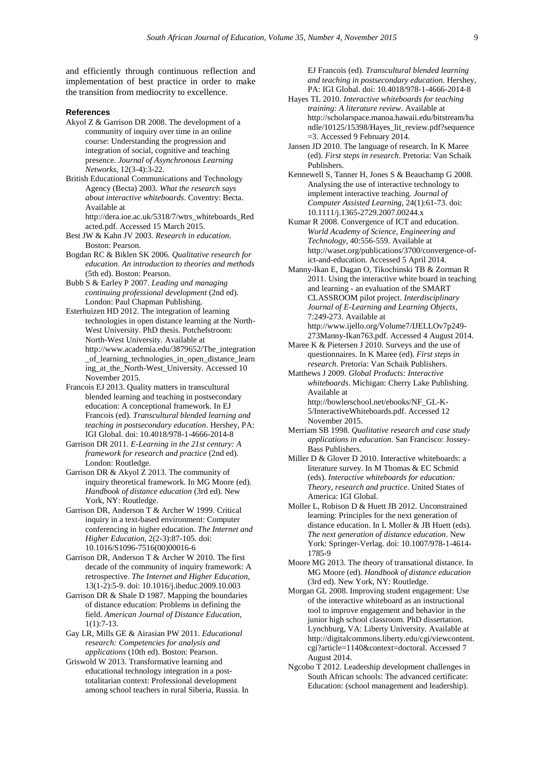and efficiently through continuous reflection and implementation of best practice in order to make the transition from mediocrity to excellence.

**References**

Akyol Z & Garrison DR 2008. The development of a community of inquiry over time in an online course: Understanding the progression and integration of social, cognitive and teaching presence. *Journal of Asynchronous Learning Networks*, 12(3-4):3-22.

British Educational Communications and Technology Agency (Becta) 2003. *What the research says about interactive whiteboards*. Coventry: Becta. Available at http://dera.ioe.ac.uk/5318/7/wtrs_whiteboards_Redacted.pdf. Accessed 15 March 2015.

Best JW & Kahn JV 2003. *Research in education*. Boston: Pearson.

Bogdan RC & Biklen SK 2006. *Qualitative research for education. An introduction to theories and methods* (5th ed). Boston: Pearson.

Bubb S & Earley P 2007. *Leading and managing continuing professional development* (2nd ed). London: Paul Chapman Publishing.

Esterhuizen HD 2012. The integration of learning technologies in open distance learning at the North-West University. PhD thesis. Potchefstroom: North-West University. Available at http://www.academia.edu/3879652/The_integration_of_learning_technologies_in_open_distance_learning_at_the_North-West_University. Accessed 10 November 2015.

Francois EJ 2013. Quality matters in transcultural blended learning and teaching in postsecondary education: A conceptional framework. In EJ Francois (ed). *Transcultural blended learning and teaching in postsecondary education*. Hershey, PA: IGI Global. doi: 10.4018/978-1-4666-2014-8

Garrison DR 2011. *E-Learning in the 21st century: A framework for research and practice* (2nd ed). London: Routledge.

Garrison DR & Akyol Z 2013. The community of inquiry theoretical framework. In MG Moore (ed). *Handbook of distance education* (3rd ed). New York, NY: Routledge.

Garrison DR, Anderson T & Archer W 1999. Critical inquiry in a text-based environment: Computer conferencing in higher education. *The Internet and Higher Education*, 2(2-3):87-105. doi: 10.1016/S1096-7516(00)00016-6

Garrison DR, Anderson T & Archer W 2010. The first decade of the community of inquiry framework: A retrospective. *The Internet and Higher Education*, 13(1-2):5-9. doi: 10.1016/j.iheduc.2009.10.003

Garrison DR & Shale D 1987. Mapping the boundaries of distance education: Problems in defining the field. *American Journal of Distance Education*, 1(1):7-13.

Gay LR, Mills GE & Airasian PW 2011. *Educational research: Competencies for analysis and applications* (10th ed). Boston: Pearson.

Griswold W 2013. Transformative learning and educational technology integration in a post-totalitarian context: Professional development among school teachers in rural Siberia, Russia. In EJ Francois (ed). *Transcultural blended learning and teaching in postsecondary education*. Hershey, PA: IGI Global. doi: 10.4018/978-1-4666-2014-8

Hayes TL 2010. *Interactive whiteboards for teaching training: A literature review*. Available at http://scholarspace.manoa.hawaii.edu/bitstream/handle/10125/15398/Hayes_lit_review.pdf?sequence=3. Accessed 9 February 2014.

Jansen JD 2010. The language of research. In K Maree (ed). *First steps in research*. Pretoria: Van Schaik Publishers.

Kennewell S, Tanner H, Jones S & Beauchamp G 2008. Analysing the use of interactive technology to implement interactive teaching. *Journal of Computer Assisted Learning*, 24(1):61-73. doi: 10.1111/j.1365-2729.2007.00244.x

Kumar R 2008. Convergence of ICT and education. *World Academy of Science, Engineering and Technology*, 40:556-559. Available at http://waset.org/publications/3700/convergence-of-ict-and-education. Accessed 5 April 2014.

Manny-Ikan E, Dagan O, Tikochinski TB & Zorman R 2011. Using the interactive white board in teaching and learning - an evaluation of the SMART CLASSROOM pilot project. *Interdisciplinary Journal of E-Learning and Learning Objects*, 7:249-273. Available at http://www.ijello.org/Volume7/IJELLOv7p249-273Manny-Ikan763.pdf. Accessed 4 August 2014.

Maree K & Pietersen J 2010. Surveys and the use of questionnaires. In K Maree (ed). *First steps in research*. Pretoria: Van Schaik Publishers.

Matthews J 2009. *Global Products: Interactive whiteboards*. Michigan: Cherry Lake Publishing. Available at http://bowlerschool.net/ebooks/NF_GL-K-5/InteractiveWhiteboards.pdf. Accessed 12 November 2015.

Merriam SB 1998. *Qualitative research and case study applications in education*. San Francisco: Jossey-Bass Publishers.

Miller D & Glover D 2010. Interactive whiteboards: a literature survey. In M Thomas & EC Schmid (eds). *Interactive whiteboards for education: Theory, research and practice*. United States of America: IGI Global.

Moller L, Robison D & Huett JB 2012. Unconstrained learning: Principles for the next generation of distance education. In L Moller & JB Huett (eds). *The next generation of distance education*. New York: Springer-Verlag. doi: 10.1007/978-1-4614-1785-9

Moore MG 2013. The theory of transational distance. In MG Moore (ed). *Handbook of distance education* (3rd ed). New York, NY: Routledge.

Morgan GL 2008. Improving student engagement: Use of the interactive whiteboard as an instructional tool to improve engagement and behavior in the junior high school classroom. PhD dissertation. Lynchburg, VA: Liberty University. Available at http://digitalcommons.liberty.edu/cgi/viewcontent.cgi?article=1140&context=doctoral. Accessed 7 August 2014.

Ngcobo T 2012. Leadership development challenges in South African schools: The advanced certificate: Education: (school management and leadership).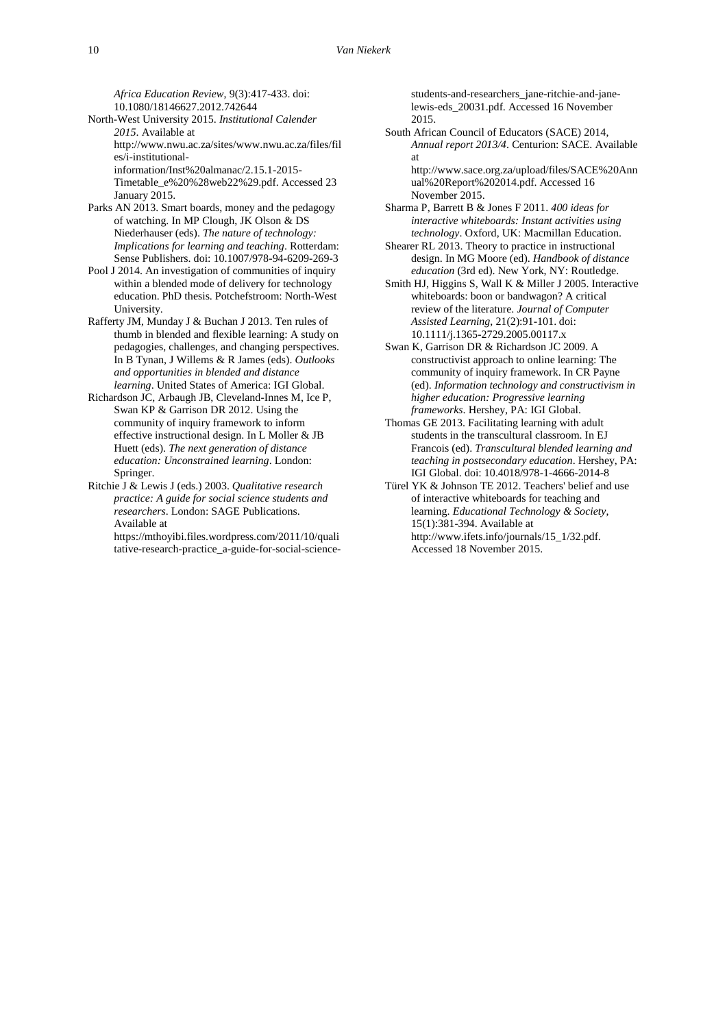*Africa Education Review*, 9(3):417-433. doi: 10.1080/18146627.2012.742644

North-West University 2015. *Institutional Calender 2015*. Available at http://www.nwu.ac.za/sites/www.nwu.ac.za/files/files/i-institutional-information/Inst%20almanac/2.15.1-2015-Timetable_e%20%28web22%29.pdf. Accessed 23 January 2015.

Parks AN 2013. Smart boards, money and the pedagogy of watching. In MP Clough, JK Olson & DS Niederhauser (eds). *The nature of technology: Implications for learning and teaching*. Rotterdam: Sense Publishers. doi: 10.1007/978-94-6209-269-3

Pool J 2014. An investigation of communities of inquiry within a blended mode of delivery for technology education. PhD thesis. Potchefstroom: North-West University.

Rafferty JM, Munday J & Buchan J 2013. Ten rules of thumb in blended and flexible learning: A study on pedagogies, challenges, and changing perspectives. In B Tynan, J Willems & R James (eds). *Outlooks and opportunities in blended and distance learning*. United States of America: IGI Global.

Richardson JC, Arbaugh JB, Cleveland-Innes M, Ice P, Swan KP & Garrison DR 2012. Using the community of inquiry framework to inform effective instructional design. In L Moller & JB Huett (eds). *The next generation of distance education: Unconstrained learning*. London: Springer.

Ritchie J & Lewis J (eds.) 2003. *Qualitative research practice: A guide for social science students and researchers*. London: SAGE Publications. Available at https://mthoyibi.files.wordpress.com/2011/10/qualitative-research-practice_a-guide-for-social-science-students-and-researchers_jane-ritchie-and-jane-lewis-eds_20031.pdf. Accessed 16 November 2015.

South African Council of Educators (SACE) 2014, *Annual report 2013/4*. Centurion: SACE. Available at http://www.sace.org.za/upload/files/SACE%20Annual%20Report%202014.pdf. Accessed 16 November 2015.

Sharma P, Barrett B & Jones F 2011. *400 ideas for interactive whiteboards: Instant activities using technology*. Oxford, UK: Macmillan Education.

Shearer RL 2013. Theory to practice in instructional design. In MG Moore (ed). *Handbook of distance education* (3rd ed). New York, NY: Routledge.

Smith HJ, Higgins S, Wall K & Miller J 2005. Interactive whiteboards: boon or bandwagon? A critical review of the literature. *Journal of Computer Assisted Learning*, 21(2):91-101. doi: 10.1111/j.1365-2729.2005.00117.x

Swan K, Garrison DR & Richardson JC 2009. A constructivist approach to online learning: The community of inquiry framework. In CR Payne (ed). *Information technology and constructivism in higher education: Progressive learning frameworks*. Hershey, PA: IGI Global.

Thomas GE 2013. Facilitating learning with adult students in the transcultural classroom. In EJ Francois (ed). *Transcultural blended learning and teaching in postsecondary education*. Hershey, PA: IGI Global. doi: 10.4018/978-1-4666-2014-8

Türel YK & Johnson TE 2012. Teachers' belief and use of interactive whiteboards for teaching and learning. *Educational Technology & Society*, 15(1):381-394. Available at http://www.ifets.info/journals/15_1/32.pdf. Accessed 18 November 2015.